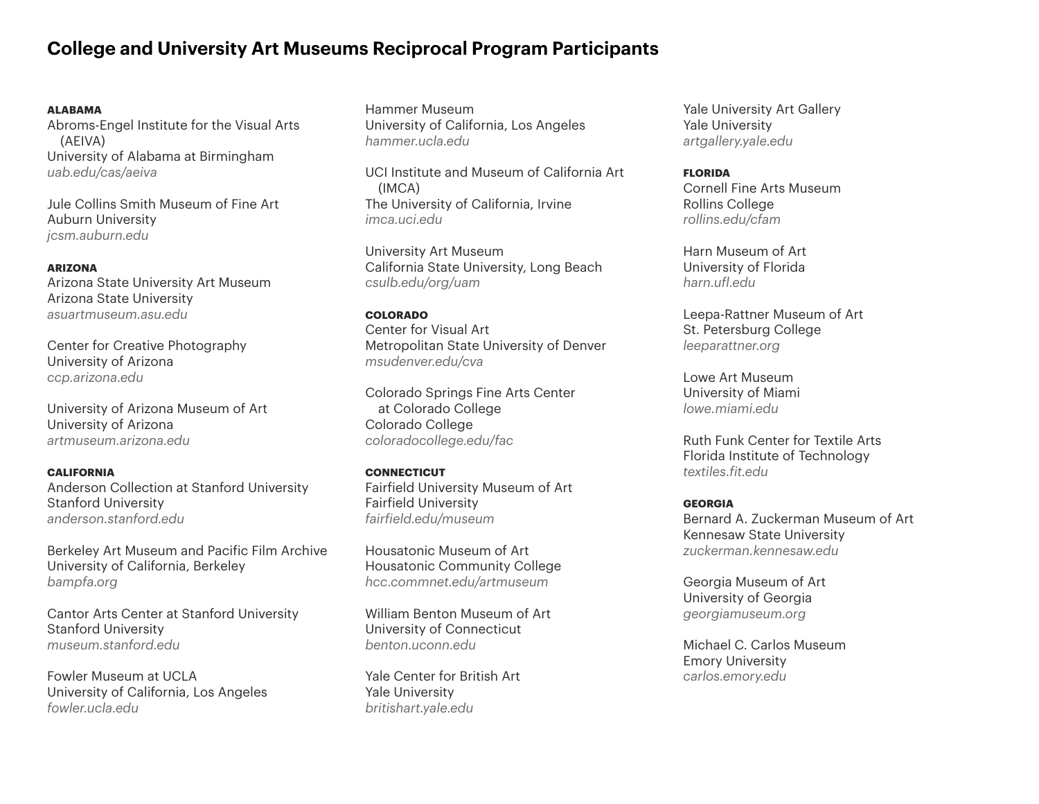# College and University Art Museums Reciprocal Program Participants

## ALABAMA

Abroms-Engel Institute for the Visual Arts (AEIVA)
University of Alabama at Birmingham
*uab.edu/cas/aeiva*

Jule Collins Smith Museum of Fine Art
Auburn University
*jcsm.auburn.edu*

## ARIZONA

Arizona State University Art Museum
Arizona State University
*asuartmuseum.asu.edu*

Center for Creative Photography
University of Arizona
*ccp.arizona.edu*

University of Arizona Museum of Art
University of Arizona
*artmuseum.arizona.edu*

## CALIFORNIA

Anderson Collection at Stanford University
Stanford University
*anderson.stanford.edu*

Berkeley Art Museum and Pacific Film Archive
University of California, Berkeley
*bampfa.org*

Cantor Arts Center at Stanford University
Stanford University
*museum.stanford.edu*

Fowler Museum at UCLA
University of California, Los Angeles
*fowler.ucla.edu*

Hammer Museum
University of California, Los Angeles
*hammer.ucla.edu*

UCI Institute and Museum of California Art (IMCA)
The University of California, Irvine
*imca.uci.edu*

University Art Museum
California State University, Long Beach
*csulb.edu/org/uam*

## COLORADO

Center for Visual Art
Metropolitan State University of Denver
*msudenver.edu/cva*

Colorado Springs Fine Arts Center at Colorado College
Colorado College
*coloradocollege.edu/fac*

## CONNECTICUT

Fairfield University Museum of Art
Fairfield University
*fairfield.edu/museum*

Housatonic Museum of Art
Housatonic Community College
*hcc.commnet.edu/artmuseum*

William Benton Museum of Art
University of Connecticut
*benton.uconn.edu*

Yale Center for British Art
Yale University
*britishart.yale.edu*

Yale University Art Gallery
Yale University
*artgallery.yale.edu*

## FLORIDA

Cornell Fine Arts Museum
Rollins College
*rollins.edu/cfam*

Harn Museum of Art
University of Florida
*harn.ufl.edu*

Leepa-Rattner Museum of Art
St. Petersburg College
*leeparattner.org*

Lowe Art Museum
University of Miami
*lowe.miami.edu*

Ruth Funk Center for Textile Arts
Florida Institute of Technology
*textiles.fit.edu*

## GEORGIA

Bernard A. Zuckerman Museum of Art
Kennesaw State University
*zuckerman.kennesaw.edu*

Georgia Museum of Art
University of Georgia
*georgiamuseum.org*

Michael C. Carlos Museum
Emory University
*carlos.emory.edu*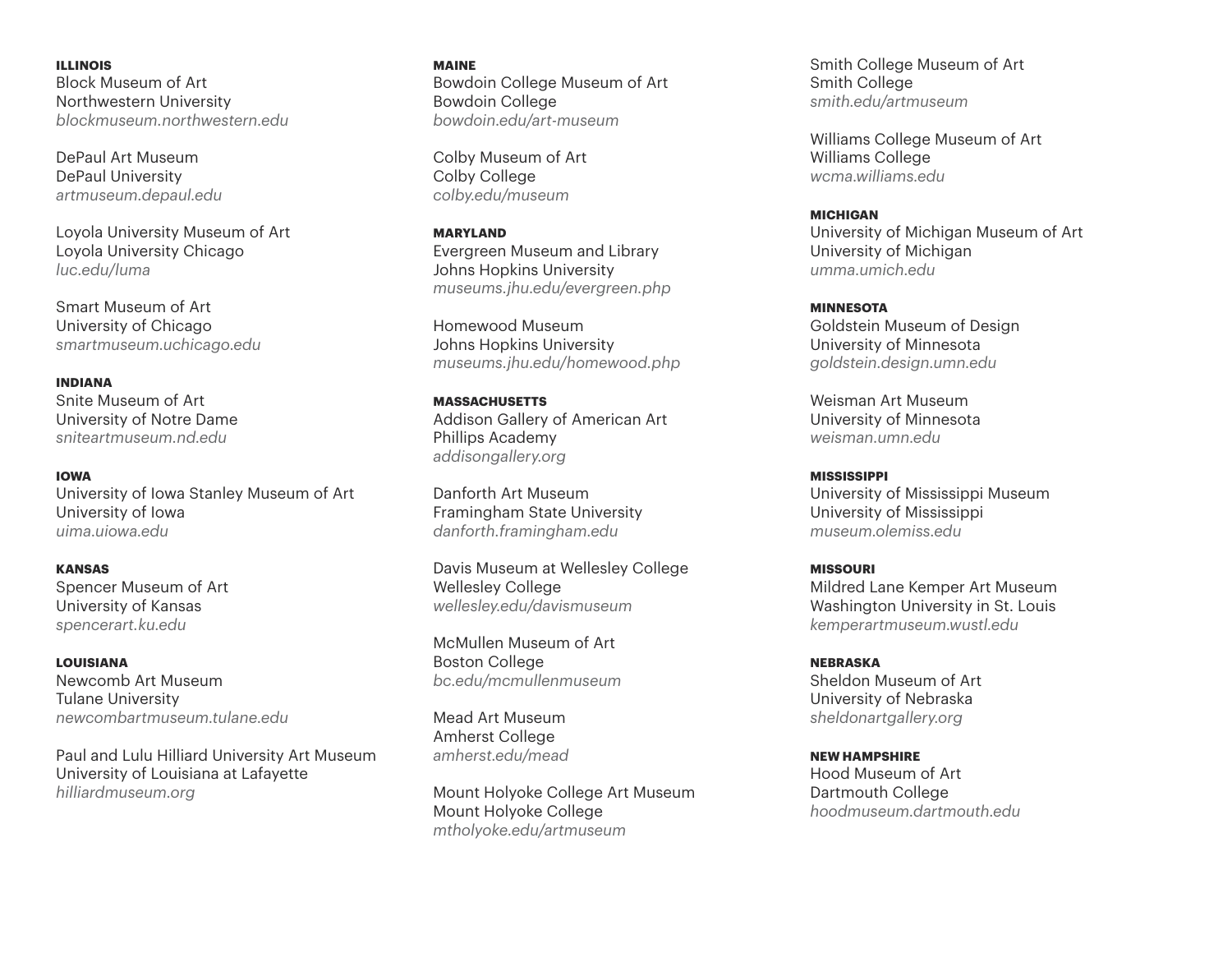**ILLINOIS**

Block Museum of Art
Northwestern University
*blockmuseum.northwestern.edu*

DePaul Art Museum
DePaul University
*artmuseum.depaul.edu*

Loyola University Museum of Art
Loyola University Chicago
*luc.edu/luma*

Smart Museum of Art
University of Chicago
*smartmuseum.uchicago.edu*

**INDIANA**

Snite Museum of Art
University of Notre Dame
*sniteartmuseum.nd.edu*

**IOWA**

University of Iowa Stanley Museum of Art
University of Iowa
*uima.uiowa.edu*

**KANSAS**

Spencer Museum of Art
University of Kansas
*spencerart.ku.edu*

**LOUISIANA**

Newcomb Art Museum
Tulane University
*newcombartmuseum.tulane.edu*

Paul and Lulu Hilliard University Art Museum
University of Louisiana at Lafayette
*hilliardmuseum.org*

**MAINE**

Bowdoin College Museum of Art
Bowdoin College
*bowdoin.edu/art-museum*

Colby Museum of Art
Colby College
*colby.edu/museum*

**MARYLAND**

Evergreen Museum and Library
Johns Hopkins University
*museums.jhu.edu/evergreen.php*

Homewood Museum
Johns Hopkins University
*museums.jhu.edu/homewood.php*

**MASSACHUSETTS**

Addison Gallery of American Art
Phillips Academy
*addisongallery.org*

Danforth Art Museum
Framingham State University
*danforth.framingham.edu*

Davis Museum at Wellesley College
Wellesley College
*wellesley.edu/davismuseum*

McMullen Museum of Art
Boston College
*bc.edu/mcmullenmuseum*

Mead Art Museum
Amherst College
*amherst.edu/mead*

Mount Holyoke College Art Museum
Mount Holyoke College
*mtholyoke.edu/artmuseum*

Smith College Museum of Art
Smith College
*smith.edu/artmuseum*

Williams College Museum of Art
Williams College
*wcma.williams.edu*

**MICHIGAN**

University of Michigan Museum of Art
University of Michigan
*umma.umich.edu*

**MINNESOTA**

Goldstein Museum of Design
University of Minnesota
*goldstein.design.umn.edu*

Weisman Art Museum
University of Minnesota
*weisman.umn.edu*

**MISSISSIPPI**

University of Mississippi Museum
University of Mississippi
*museum.olemiss.edu*

**MISSOURI**

Mildred Lane Kemper Art Museum
Washington University in St. Louis
*kemperartmuseum.wustl.edu*

**NEBRASKA**

Sheldon Museum of Art
University of Nebraska
*sheldonartgallery.org*

**NEW HAMPSHIRE**

Hood Museum of Art
Dartmouth College
*hoodmuseum.dartmouth.edu*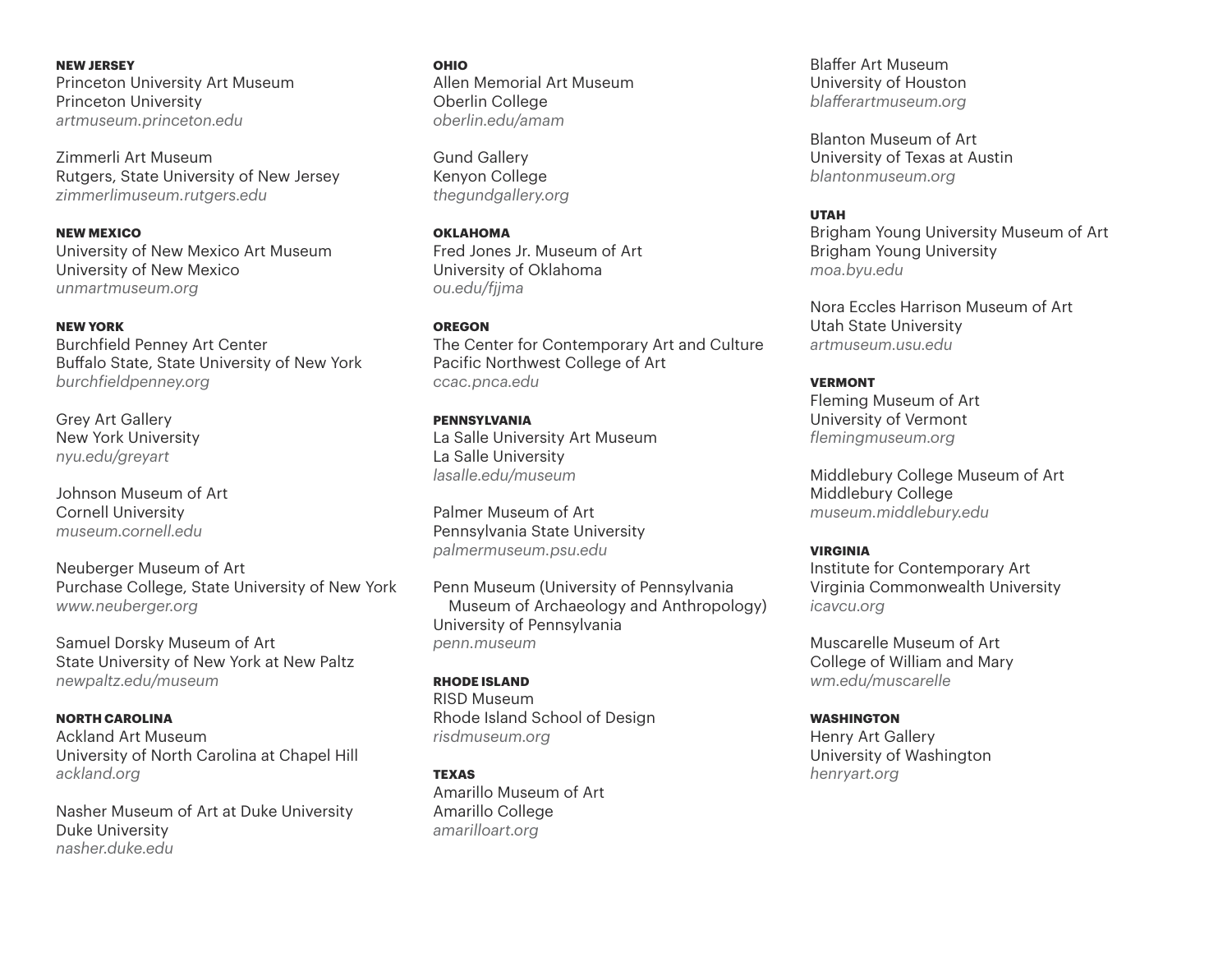**NEW JERSEY**
Princeton University Art Museum
Princeton University
*artmuseum.princeton.edu*

Zimmerli Art Museum
Rutgers, State University of New Jersey
*zimmerlimuseum.rutgers.edu*

**NEW MEXICO**
University of New Mexico Art Museum
University of New Mexico
*unmartmuseum.org*

**NEW YORK**
Burchfield Penney Art Center
Buffalo State, State University of New York
*burchfieldpenney.org*

Grey Art Gallery
New York University
*nyu.edu/greyart*

Johnson Museum of Art
Cornell University
*museum.cornell.edu*

Neuberger Museum of Art
Purchase College, State University of New York
*www.neuberger.org*

Samuel Dorsky Museum of Art
State University of New York at New Paltz
*newpaltz.edu/museum*

**NORTH CAROLINA**
Ackland Art Museum
University of North Carolina at Chapel Hill
*ackland.org*

Nasher Museum of Art at Duke University
Duke University
*nasher.duke.edu*

**OHIO**
Allen Memorial Art Museum
Oberlin College
*oberlin.edu/amam*

Gund Gallery
Kenyon College
*thegundgallery.org*

**OKLAHOMA**
Fred Jones Jr. Museum of Art
University of Oklahoma
*ou.edu/fjjma*

**OREGON**
The Center for Contemporary Art and Culture
Pacific Northwest College of Art
*ccac.pnca.edu*

**PENNSYLVANIA**
La Salle University Art Museum
La Salle University
*lasalle.edu/museum*

Palmer Museum of Art
Pennsylvania State University
*palmermuseum.psu.edu*

Penn Museum (University of Pennsylvania Museum of Archaeology and Anthropology)
University of Pennsylvania
*penn.museum*

**RHODE ISLAND**
RISD Museum
Rhode Island School of Design
*risdmuseum.org*

**TEXAS**
Amarillo Museum of Art
Amarillo College
*amarilloart.org*

Blaffer Art Museum
University of Houston
*blafferartmuseum.org*

Blanton Museum of Art
University of Texas at Austin
*blantonmuseum.org*

**UTAH**
Brigham Young University Museum of Art
Brigham Young University
*moa.byu.edu*

Nora Eccles Harrison Museum of Art
Utah State University
*artmuseum.usu.edu*

**VERMONT**
Fleming Museum of Art
University of Vermont
*flemingmuseum.org*

Middlebury College Museum of Art
Middlebury College
*museum.middlebury.edu*

**VIRGINIA**
Institute for Contemporary Art
Virginia Commonwealth University
*icavcu.org*

Muscarelle Museum of Art
College of William and Mary
*wm.edu/muscarelle*

**WASHINGTON**
Henry Art Gallery
University of Washington
*henryart.org*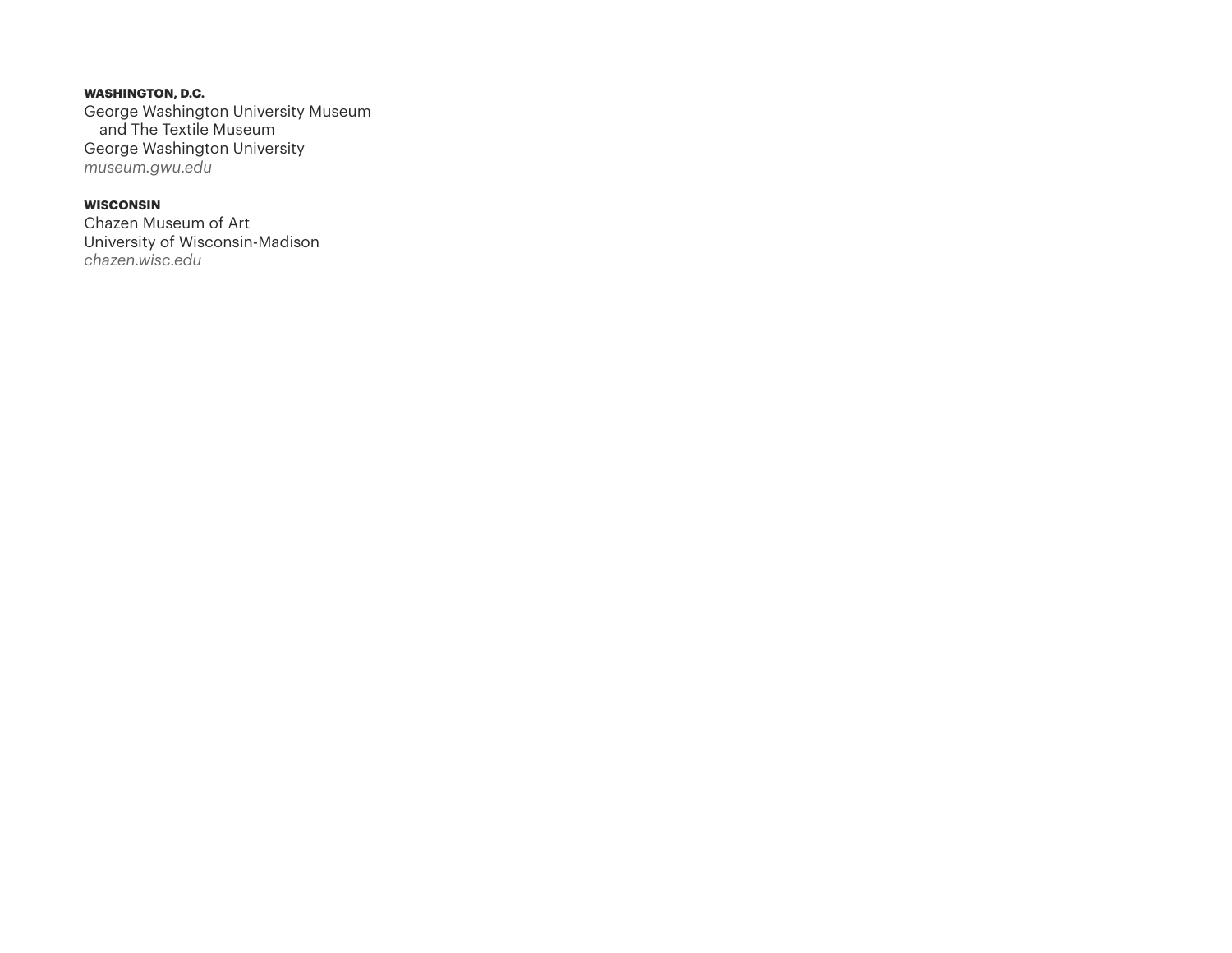**WASHINGTON, D.C.**
George Washington University Museum
and The Textile Museum
George Washington University
*museum.gwu.edu*

**WISCONSIN**
Chazen Museum of Art
University of Wisconsin-Madison
*chazen.wisc.edu*